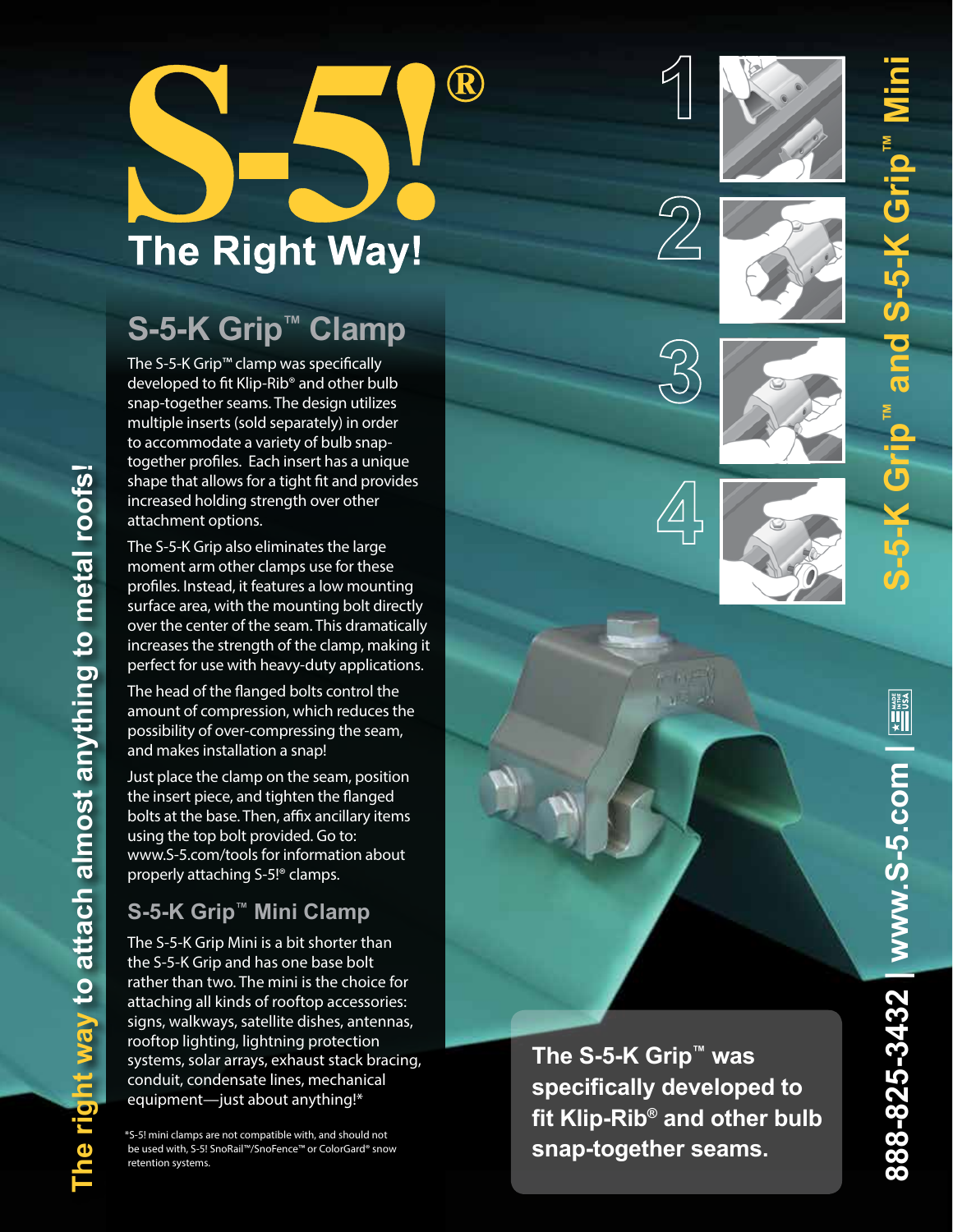# S-5!®

## The Right Way!

## S-5-K Grip™ Clamp

The S-5-K Grip™ clamp was specifically developed to fit Klip-Rib® and other bulb snap-together seams. The design utilizes multiple inserts (sold separately) in order to accommodate a variety of bulb snap-together profiles. Each insert has a unique shape that allows for a tight fit and provides increased holding strength over other attachment options.

The S-5-K Grip also eliminates the large moment arm other clamps use for these profiles. Instead, it features a low mounting surface area, with the mounting bolt directly over the center of the seam. This dramatically increases the strength of the clamp, making it perfect for use with heavy-duty applications.

The head of the flanged bolts control the amount of compression, which reduces the possibility of over-compressing the seam, and makes installation a snap!

Just place the clamp on the seam, position the insert piece, and tighten the flanged bolts at the base. Then, affix ancillary items using the top bolt provided. Go to: www.S-5.com/tools for information about properly attaching S-5!® clamps.

## S-5-K Grip™ Mini Clamp

The S-5-K Grip Mini is a bit shorter than the S-5-K Grip and has one base bolt rather than two. The mini is the choice for attaching all kinds of rooftop accessories: signs, walkways, satellite dishes, antennas, rooftop lighting, lightning protection systems, solar arrays, exhaust stack bracing, conduit, condensate lines, mechanical equipment—just about anything!*

*S-5! mini clamps are not compatible with, and should not be used with, S-5! SnoRail™/SnoFence™ or ColorGard® snow retention systems.

1

2

3

4

**The S-5-K Grip™ was specifically developed to fit Klip-Rib® and other bulb snap-together seams.**

**S-5-K Grip™ and S-5-K Grip™ Mini**

**888-825-3432 | www.S-5.com |** MADE IN USA

**The right way to attach almost anything to metal roofs!**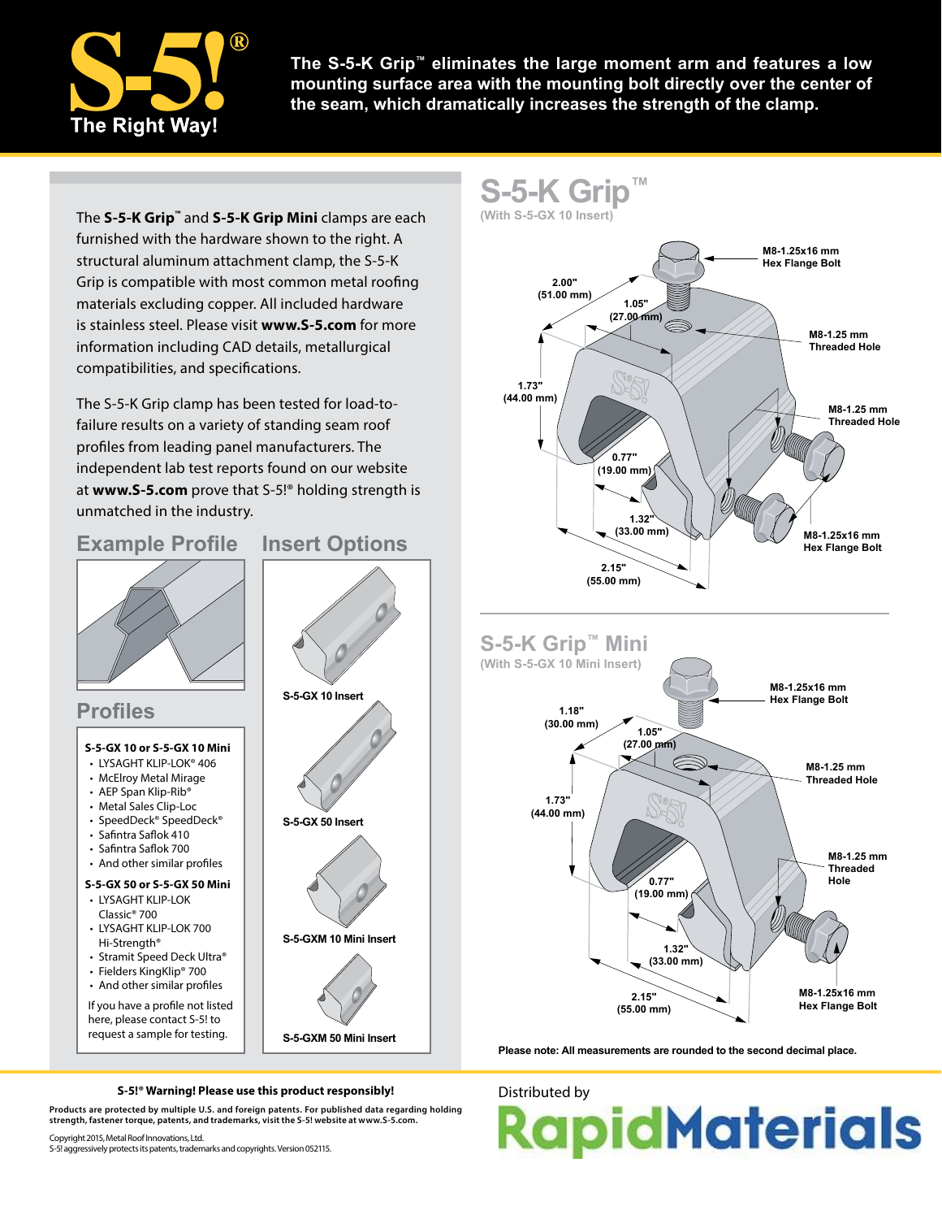**The Right Way!**

**The S-5-K Grip™ eliminates the large moment arm and features a low mounting surface area with the mounting bolt directly over the center of the seam, which dramatically increases the strength of the clamp.**

The **S-5-K Grip™** and **S-5-K Grip Mini** clamps are each furnished with the hardware shown to the right. A structural aluminum attachment clamp, the S-5-K Grip is compatible with most common metal roofing materials excluding copper. All included hardware is stainless steel. Please visit **www.S-5.com** for more information including CAD details, metallurgical compatibilities, and specifications.

The S-5-K Grip clamp has been tested for load-to-failure results on a variety of standing seam roof profiles from leading panel manufacturers. The independent lab test reports found on our website at **www.S-5.com** prove that S-5!® holding strength is unmatched in the industry.

## Example Profile

## Insert Options

S-5-GX 10 Insert

S-5-GX 50 Insert

S-5-GXM 10 Mini Insert

S-5-GXM 50 Mini Insert

## Profiles

**S-5-GX 10 or S-5-GX 10 Mini**

- LYSAGHT KLIP-LOK® 406
- McElroy Metal Mirage
- AEP Span Klip-Rib®
- Metal Sales Clip-Loc
- SpeedDeck® SpeedDeck®
- Safintra Saflok 410
- Safintra Saflok 700
- And other similar profiles

**S-5-GX 50 or S-5-GX 50 Mini**

- LYSAGHT KLIP-LOK Classic® 700
- LYSAGHT KLIP-LOK 700 Hi-Strength®
- Stramit Speed Deck Ultra®
- Fielders KingKlip® 700
- And other similar profiles

If you have a profile not listed here, please contact S-5! to request a sample for testing.

## S-5-K Grip™

(With S-5-GX 10 Insert)

M8-1.25x16 mm Hex Flange Bolt

2.00" (51.00 mm)

1.05" (27.00 mm)

M8-1.25 mm Threaded Hole

1.73" (44.00 mm)

M8-1.25 mm Threaded Hole

0.77" (19.00 mm)

1.32" (33.00 mm)

M8-1.25x16 mm Hex Flange Bolt

2.15" (55.00 mm)

## S-5-K Grip™ Mini

(With S-5-GX 10 Mini Insert)

M8-1.25x16 mm Hex Flange Bolt

1.18" (30.00 mm)

1.05" (27.00 mm)

M8-1.25 mm Threaded Hole

1.73" (44.00 mm)

M8-1.25 mm Threaded Hole

0.77" (19.00 mm)

1.32" (33.00 mm)

2.15" (55.00 mm)

M8-1.25x16 mm Hex Flange Bolt

**Please note: All measurements are rounded to the second decimal place.**

**S-5!® Warning! Please use this product responsibly!**

**Products are protected by multiple U.S. and foreign patents. For published data regarding holding strength, fastener torque, patents, and trademarks, visit the S-5! website at www.S-5.com.**

Copyright 2015, Metal Roof Innovations, Ltd.
S-5! aggressively protects its patents, trademarks and copyrights. Version 052115.

Distributed by

RapidMaterials